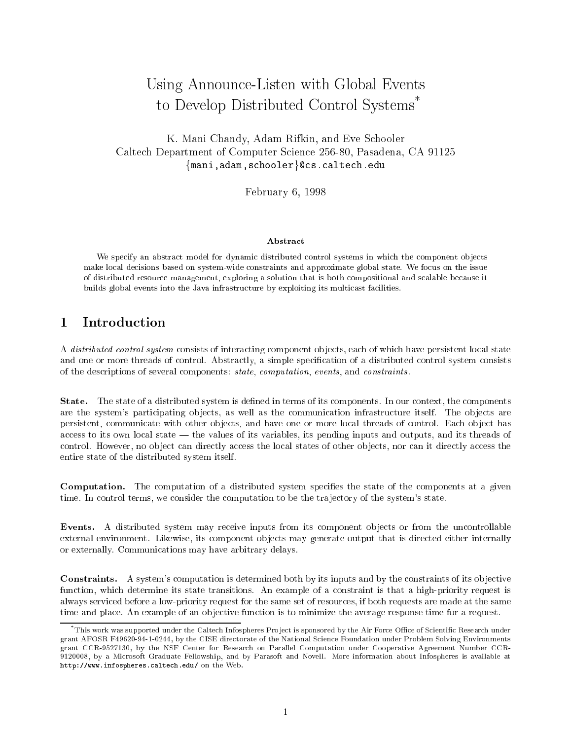# Using Announce-Listen with Global Events to Develop Distributed Control Systems*

K. Mani Chandy, Adam Rifkin, and Eve Schooler
Caltech Department of Computer Science 256-80, Pasadena, CA 91125
{mani,adam,schooler}@cs.caltech.edu

February 6, 1998

### Abstract

We specify an abstract model for dynamic distributed control systems in which the component objects make local decisions based on system-wide constraints and approximate global state. We focus on the issue of distributed resource management, exploring a solution that is both compositional and scalable because it builds global events into the Java infrastructure by exploiting its multicast facilities.

## 1 Introduction

A *distributed control system* consists of interacting component objects, each of which have persistent local state and one or more threads of control. Abstractly, a simple specification of a distributed control system consists of the descriptions of several components: *state*, *computation*, *events*, and *constraints*.

**State.** The state of a distributed system is defined in terms of its components. In our context, the components are the system's participating objects, as well as the communication infrastructure itself. The objects are persistent, communicate with other objects, and have one or more local threads of control. Each object has access to its own local state — the values of its variables, its pending inputs and outputs, and its threads of control. However, no object can directly access the local states of other objects, nor can it directly access the entire state of the distributed system itself.

**Computation.** The computation of a distributed system specifies the state of the components at a given time. In control terms, we consider the computation to be the trajectory of the system's state.

**Events.** A distributed system may receive inputs from its component objects or from the uncontrollable external environment. Likewise, its component objects may generate output that is directed either internally or externally. Communications may have arbitrary delays.

**Constraints.** A system's computation is determined both by its inputs and by the constraints of its objective function, which determine its state transitions. An example of a constraint is that a high-priority request is always serviced before a low-priority request for the same set of resources, if both requests are made at the same time and place. An example of an objective function is to minimize the average response time for a request.

*This work was supported under the Caltech Infospheres Project is sponsored by the Air Force Office of Scientific Research under grant AFOSR F49620-94-1-0244, by the CISE directorate of the National Science Foundation under Problem Solving Environments grant CCR-9527130, by the NSF Center for Research on Parallel Computation under Cooperative Agreement Number CCR-9120008, by a Microsoft Graduate Fellowship, and by Parasoft and Novell. More information about Infospheres is available at http://www.infospheres.caltech.edu/ on the Web.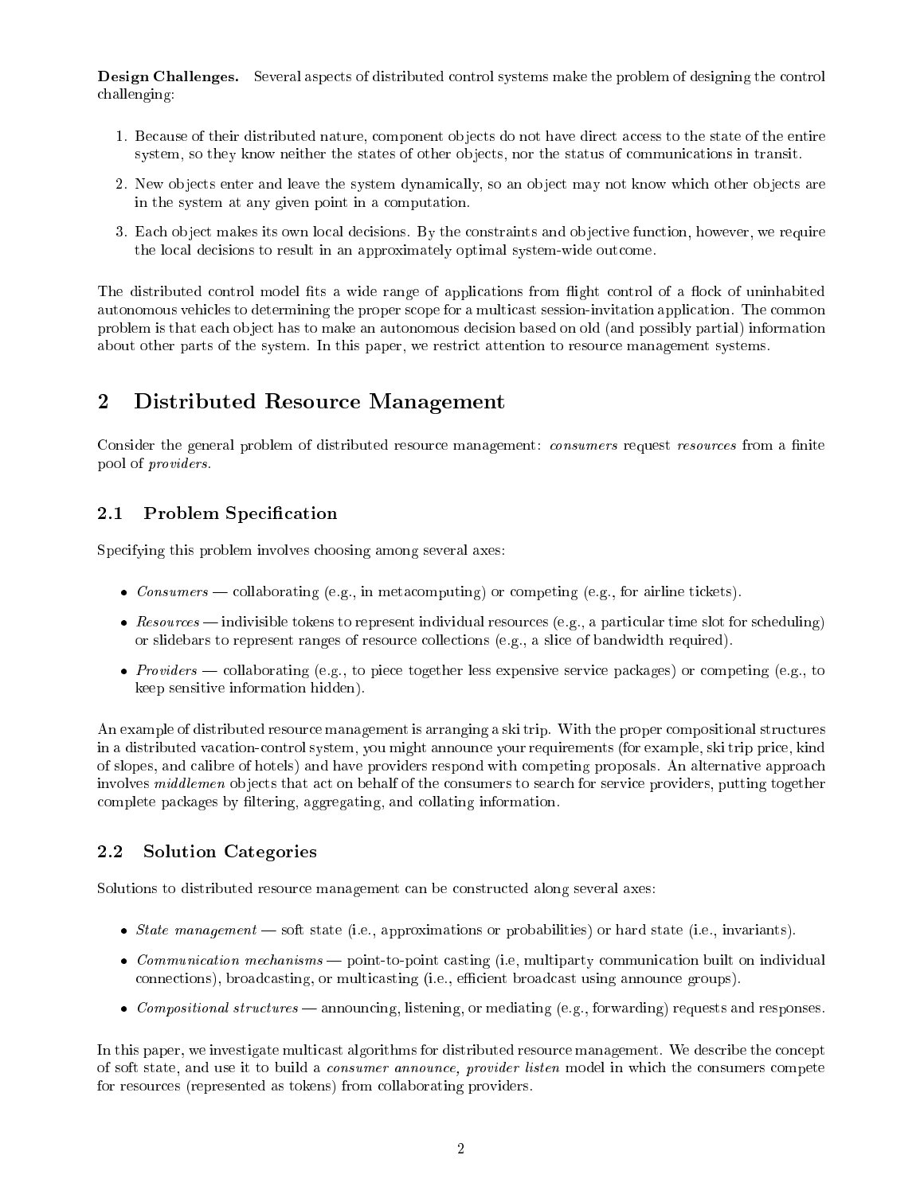**Design Challenges.** Several aspects of distributed control systems make the problem of designing the control challenging:

1. Because of their distributed nature, component objects do not have direct access to the state of the entire system, so they know neither the states of other objects, nor the status of communications in transit.
2. New objects enter and leave the system dynamically, so an object may not know which other objects are in the system at any given point in a computation.
3. Each object makes its own local decisions. By the constraints and objective function, however, we require the local decisions to result in an approximately optimal system-wide outcome.

The distributed control model fits a wide range of applications from flight control of a flock of uninhabited autonomous vehicles to determining the proper scope for a multicast session-invitation application. The common problem is that each object has to make an autonomous decision based on old (and possibly partial) information about other parts of the system. In this paper, we restrict attention to resource management systems.

## 2 Distributed Resource Management

Consider the general problem of distributed resource management: *consumers* request *resources* from a finite pool of *providers*.

### 2.1 Problem Specification

Specifying this problem involves choosing among several axes:

- *Consumers* — collaborating (e.g., in metacomputing) or competing (e.g., for airline tickets).
- *Resources* — indivisible tokens to represent individual resources (e.g., a particular time slot for scheduling) or slidebars to represent ranges of resource collections (e.g., a slice of bandwidth required).
- *Providers* — collaborating (e.g., to piece together less expensive service packages) or competing (e.g., to keep sensitive information hidden).

An example of distributed resource management is arranging a ski trip. With the proper compositional structures in a distributed vacation-control system, you might announce your requirements (for example, ski trip price, kind of slopes, and calibre of hotels) and have providers respond with competing proposals. An alternative approach involves *middlemen* objects that act on behalf of the consumers to search for service providers, putting together complete packages by filtering, aggregating, and collating information.

### 2.2 Solution Categories

Solutions to distributed resource management can be constructed along several axes:

- *State management* — soft state (i.e., approximations or probabilities) or hard state (i.e., invariants).
- *Communication mechanisms* — point-to-point casting (i.e, multiparty communication built on individual connections), broadcasting, or multicasting (i.e., efficient broadcast using announce groups).
- *Compositional structures* — announcing, listening, or mediating (e.g., forwarding) requests and responses.

In this paper, we investigate multicast algorithms for distributed resource management. We describe the concept of soft state, and use it to build a *consumer announce, provider listen* model in which the consumers compete for resources (represented as tokens) from collaborating providers.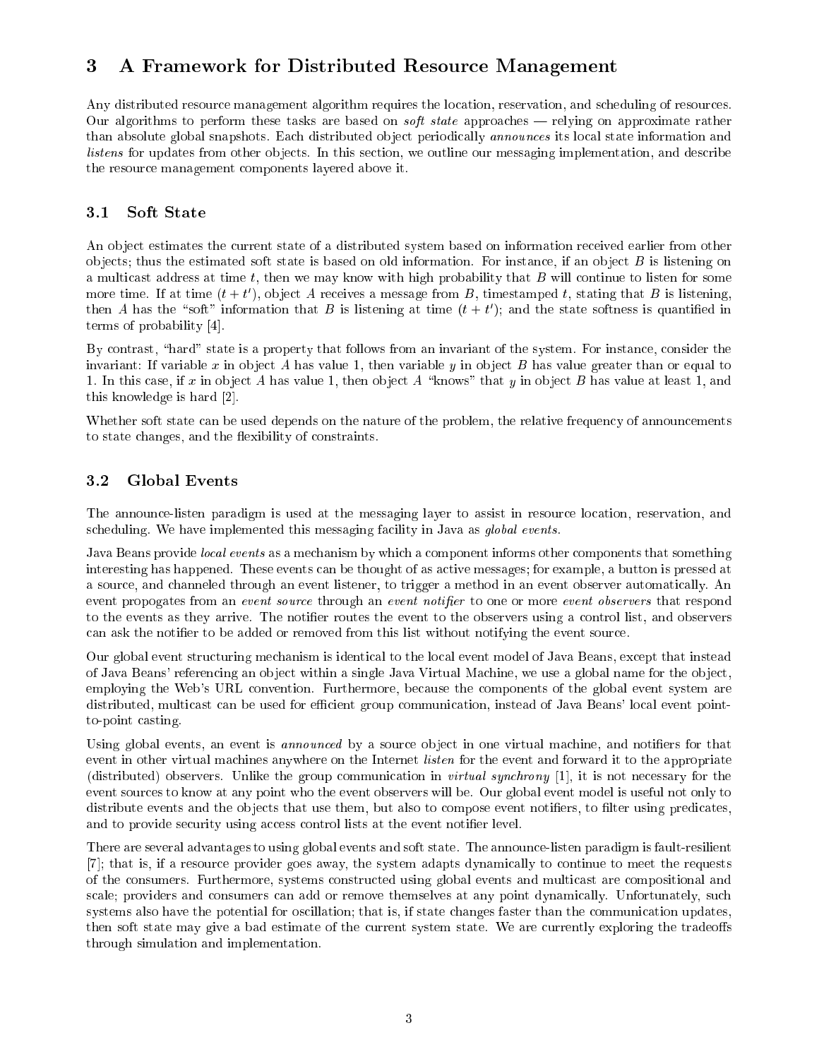# 3 A Framework for Distributed Resource Management

Any distributed resource management algorithm requires the location, reservation, and scheduling of resources. Our algorithms to perform these tasks are based on *soft state* approaches — relying on approximate rather than absolute global snapshots. Each distributed object periodically *announces* its local state information and *listens* for updates from other objects. In this section, we outline our messaging implementation, and describe the resource management components layered above it.

## 3.1 Soft State

An object estimates the current state of a distributed system based on information received earlier from other objects; thus the estimated soft state is based on old information. For instance, if an object $B$ is listening on a multicast address at time $t$, then we may know with high probability that $B$ will continue to listen for some more time. If at time $(t + t')$, object $A$ receives a message from $B$, timestamped $t$, stating that $B$ is listening, then $A$ has the "soft" information that $B$ is listening at time $(t + t')$; and the state softness is quantified in terms of probability [4].

By contrast, "hard" state is a property that follows from an invariant of the system. For instance, consider the invariant: If variable $x$ in object $A$ has value 1, then variable $y$ in object $B$ has value greater than or equal to 1. In this case, if $x$ in object $A$ has value 1, then object $A$ "knows" that $y$ in object $B$ has value at least 1, and this knowledge is hard [2].

Whether soft state can be used depends on the nature of the problem, the relative frequency of announcements to state changes, and the flexibility of constraints.

## 3.2 Global Events

The announce-listen paradigm is used at the messaging layer to assist in resource location, reservation, and scheduling. We have implemented this messaging facility in Java as *global events*.

Java Beans provide *local events* as a mechanism by which a component informs other components that something interesting has happened. These events can be thought of as active messages; for example, a button is pressed at a source, and channeled through an event listener, to trigger a method in an event observer automatically. An event propogates from an *event source* through an *event notifier* to one or more *event observers* that respond to the events as they arrive. The notifier routes the event to the observers using a control list, and observers can ask the notifier to be added or removed from this list without notifying the event source.

Our global event structuring mechanism is identical to the local event model of Java Beans, except that instead of Java Beans' referencing an object within a single Java Virtual Machine, we use a global name for the object, employing the Web's URL convention. Furthermore, because the components of the global event system are distributed, multicast can be used for efficient group communication, instead of Java Beans' local event point-to-point casting.

Using global events, an event is *announced* by a source object in one virtual machine, and notifiers for that event in other virtual machines anywhere on the Internet *listen* for the event and forward it to the appropriate (distributed) observers. Unlike the group communication in *virtual synchrony* [1], it is not necessary for the event sources to know at any point who the event observers will be. Our global event model is useful not only to distribute events and the objects that use them, but also to compose event notifiers, to filter using predicates, and to provide security using access control lists at the event notifier level.

There are several advantages to using global events and soft state. The announce-listen paradigm is fault-resilient [7]; that is, if a resource provider goes away, the system adapts dynamically to continue to meet the requests of the consumers. Furthermore, systems constructed using global events and multicast are compositional and scale; providers and consumers can add or remove themselves at any point dynamically. Unfortunately, such systems also have the potential for oscillation; that is, if state changes faster than the communication updates, then soft state may give a bad estimate of the current system state. We are currently exploring the tradeoffs through simulation and implementation.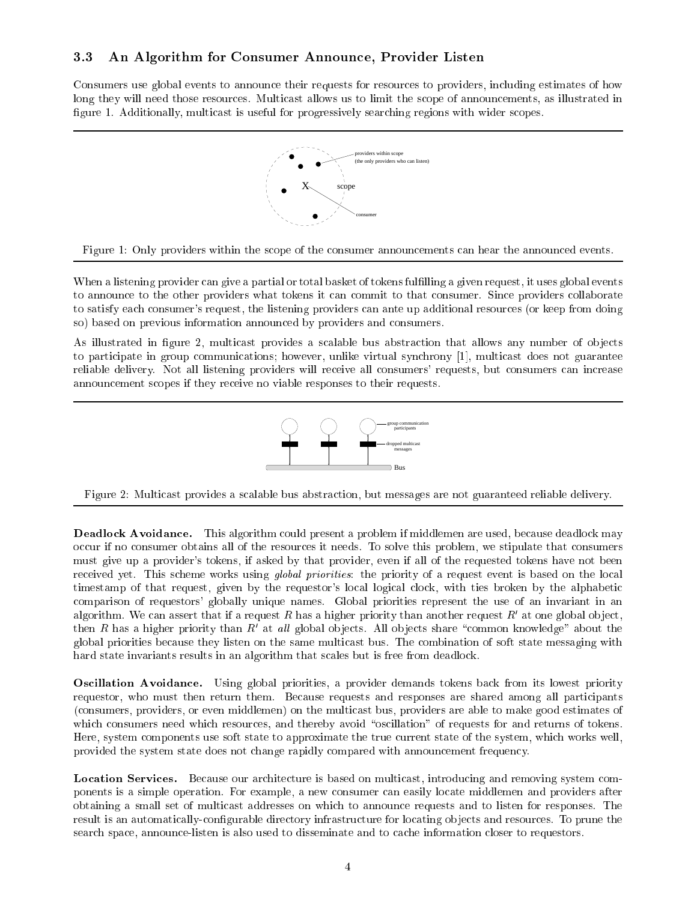### 3.3 An Algorithm for Consumer Announce, Provider Listen

Consumers use global events to announce their requests for resources to providers, including estimates of how long they will need those resources. Multicast allows us to limit the scope of announcements, as illustrated in figure 1. Additionally, multicast is useful for progressively searching regions with wider scopes.

Figure 1: Only providers within the scope of the consumer announcements can hear the announced events.

When a listening provider can give a partial or total basket of tokens fulfilling a given request, it uses global events to announce to the other providers what tokens it can commit to that consumer. Since providers collaborate to satisfy each consumer's request, the listening providers can ante up additional resources (or keep from doing so) based on previous information announced by providers and consumers.

As illustrated in figure 2, multicast provides a scalable bus abstraction that allows any number of objects to participate in group communications; however, unlike virtual synchrony [1], multicast does not guarantee reliable delivery. Not all listening providers will receive all consumers' requests, but consumers can increase announcement scopes if they receive no viable responses to their requests.

Figure 2: Multicast provides a scalable bus abstraction, but messages are not guaranteed reliable delivery.

**Deadlock Avoidance.** This algorithm could present a problem if middlemen are used, because deadlock may occur if no consumer obtains all of the resources it needs. To solve this problem, we stipulate that consumers must give up a provider's tokens, if asked by that provider, even if all of the requested tokens have not been received yet. This scheme works using *global priorities*: the priority of a request event is based on the local timestamp of that request, given by the requestor's local logical clock, with ties broken by the alphabetic comparison of requestors' globally unique names. Global priorities represent the use of an invariant in an algorithm. We can assert that if a request $R$ has a higher priority than another request $R'$ at one global object, then $R$ has a higher priority than $R'$ at *all* global objects. All objects share "common knowledge" about the global priorities because they listen on the same multicast bus. The combination of soft state messaging with hard state invariants results in an algorithm that scales but is free from deadlock.

**Oscillation Avoidance.** Using global priorities, a provider demands tokens back from its lowest priority requestor, who must then return them. Because requests and responses are shared among all participants (consumers, providers, or even middlemen) on the multicast bus, providers are able to make good estimates of which consumers need which resources, and thereby avoid "oscillation" of requests for and returns of tokens. Here, system components use soft state to approximate the true current state of the system, which works well, provided the system state does not change rapidly compared with announcement frequency.

**Location Services.** Because our architecture is based on multicast, introducing and removing system components is a simple operation. For example, a new consumer can easily locate middlemen and providers after obtaining a small set of multicast addresses on which to announce requests and to listen for responses. The result is an automatically-configurable directory infrastructure for locating objects and resources. To prune the search space, announce-listen is also used to disseminate and to cache information closer to requestors.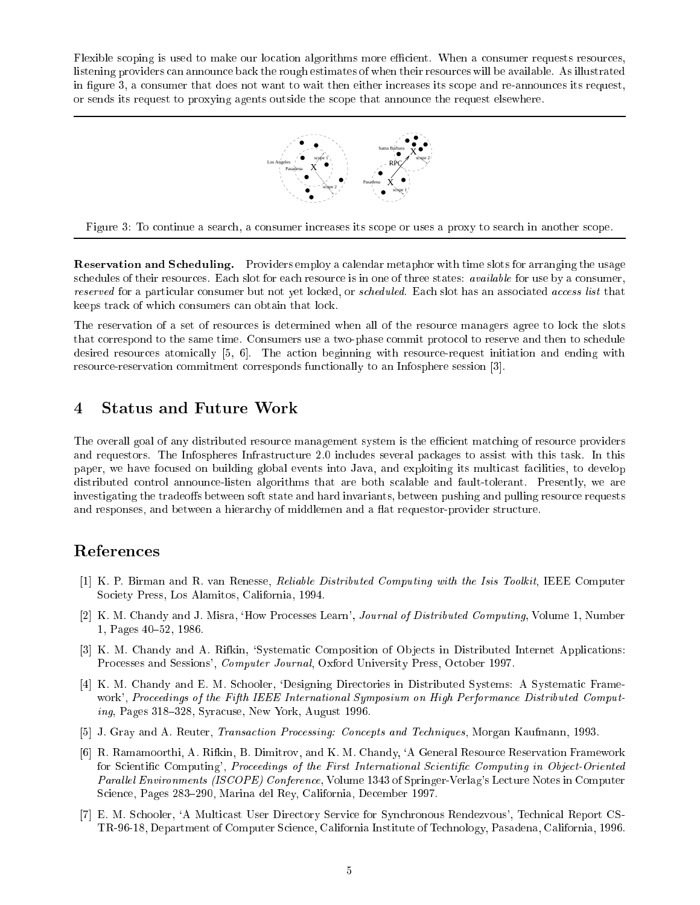Flexible scoping is used to make our location algorithms more efficient. When a consumer requests resources, listening providers can announce back the rough estimates of when their resources will be available. As illustrated in figure 3, a consumer that does not want to wait then either increases its scope and re-announces its request, or sends its request to proxying agents outside the scope that announce the request elsewhere.

Los Angeles
Pasadena
X
scope 1
scope 2

Santa Barbara
X
scope 2
RPC
Pasadena
X
scope 1

Figure 3: To continue a search, a consumer increases its scope or uses a proxy to search in another scope.

**Reservation and Scheduling.** Providers employ a calendar metaphor with time slots for arranging the usage schedules of their resources. Each slot for each resource is in one of three states: *available* for use by a consumer, *reserved* for a particular consumer but not yet locked, or *scheduled*. Each slot has an associated *access list* that keeps track of which consumers can obtain that lock.

The reservation of a set of resources is determined when all of the resource managers agree to lock the slots that correspond to the same time. Consumers use a two-phase commit protocol to reserve and then to schedule desired resources atomically [5, 6]. The action beginning with resource-request initiation and ending with resource-reservation commitment corresponds functionally to an Infosphere session [3].

# 4 Status and Future Work

The overall goal of any distributed resource management system is the efficient matching of resource providers and requestors. The Infospheres Infrastructure 2.0 includes several packages to assist with this task. In this paper, we have focused on building global events into Java, and exploiting its multicast facilities, to develop distributed control announce-listen algorithms that are both scalable and fault-tolerant. Presently, we are investigating the tradeoffs between soft state and hard invariants, between pushing and pulling resource requests and responses, and between a hierarchy of middlemen and a flat requestor-provider structure.

# References

[1] K. P. Birman and R. van Renesse, *Reliable Distributed Computing with the Isis Toolkit*, IEEE Computer Society Press, Los Alamitos, California, 1994.

[2] K. M. Chandy and J. Misra, 'How Processes Learn', *Journal of Distributed Computing*, Volume 1, Number 1, Pages 40–52, 1986.

[3] K. M. Chandy and A. Rifkin, 'Systematic Composition of Objects in Distributed Internet Applications: Processes and Sessions', *Computer Journal*, Oxford University Press, October 1997.

[4] K. M. Chandy and E. M. Schooler, 'Designing Directories in Distributed Systems: A Systematic Framework', *Proceedings of the Fifth IEEE International Symposium on High Performance Distributed Computing*, Pages 318–328, Syracuse, New York, August 1996.

[5] J. Gray and A. Reuter, *Transaction Processing: Concepts and Techniques*, Morgan Kaufmann, 1993.

[6] R. Ramamoorthi, A. Rifkin, B. Dimitrov, and K. M. Chandy, 'A General Resource Reservation Framework for Scientific Computing', *Proceedings of the First International Scientific Computing in Object-Oriented Parallel Environments (ISCOPE) Conference*, Volume 1343 of Springer-Verlag's Lecture Notes in Computer Science, Pages 283–290, Marina del Rey, California, December 1997.

[7] E. M. Schooler, 'A Multicast User Directory Service for Synchronous Rendezvous', Technical Report CS-TR-96-18, Department of Computer Science, California Institute of Technology, Pasadena, California, 1996.